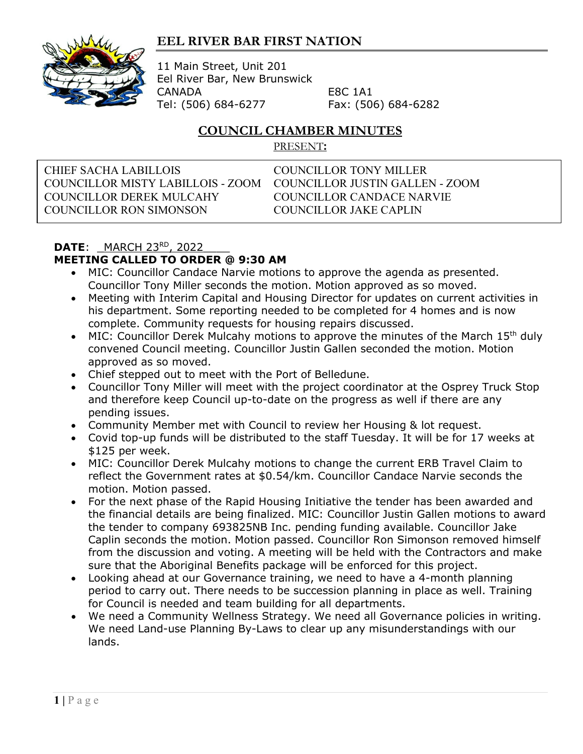# EEL RIVER BAR FIRST NATION

11 Main Street, Unit 201
Eel River Bar, New Brunswick
CANADA E8C 1A1
Tel: (506) 684-6277 Fax: (506) 684-6282

## COUNCIL CHAMBER MINUTES

PRESENT:

| | |
|---|---|
| CHIEF SACHA LABILLOIS | COUNCILLOR TONY MILLER |
| COUNCILLOR MISTY LABILLOIS - ZOOM | COUNCILLOR JUSTIN GALLEN - ZOOM |
| COUNCILLOR DEREK MULCAHY | COUNCILLOR CANDACE NARVIE |
| COUNCILLOR RON SIMONSON | COUNCILLOR JAKE CAPLIN |

**DATE**: MARCH 23RD, 2022

**MEETING CALLED TO ORDER @ 9:30 AM**

- MIC: Councillor Candace Narvie motions to approve the agenda as presented. Councillor Tony Miller seconds the motion. Motion approved as so moved.
- Meeting with Interim Capital and Housing Director for updates on current activities in his department. Some reporting needed to be completed for 4 homes and is now complete. Community requests for housing repairs discussed.
- MIC: Councillor Derek Mulcahy motions to approve the minutes of the March 15th duly convened Council meeting. Councillor Justin Gallen seconded the motion. Motion approved as so moved.
- Chief stepped out to meet with the Port of Belledune.
- Councillor Tony Miller will meet with the project coordinator at the Osprey Truck Stop and therefore keep Council up-to-date on the progress as well if there are any pending issues.
- Community Member met with Council to review her Housing & lot request.
- Covid top-up funds will be distributed to the staff Tuesday. It will be for 17 weeks at $125 per week.
- MIC: Councillor Derek Mulcahy motions to change the current ERB Travel Claim to reflect the Government rates at $0.54/km. Councillor Candace Narvie seconds the motion. Motion passed.
- For the next phase of the Rapid Housing Initiative the tender has been awarded and the financial details are being finalized. MIC: Councillor Justin Gallen motions to award the tender to company 693825NB Inc. pending funding available. Councillor Jake Caplin seconds the motion. Motion passed. Councillor Ron Simonson removed himself from the discussion and voting. A meeting will be held with the Contractors and make sure that the Aboriginal Benefits package will be enforced for this project.
- Looking ahead at our Governance training, we need to have a 4-month planning period to carry out. There needs to be succession planning in place as well. Training for Council is needed and team building for all departments.
- We need a Community Wellness Strategy. We need all Governance policies in writing. We need Land-use Planning By-Laws to clear up any misunderstandings with our lands.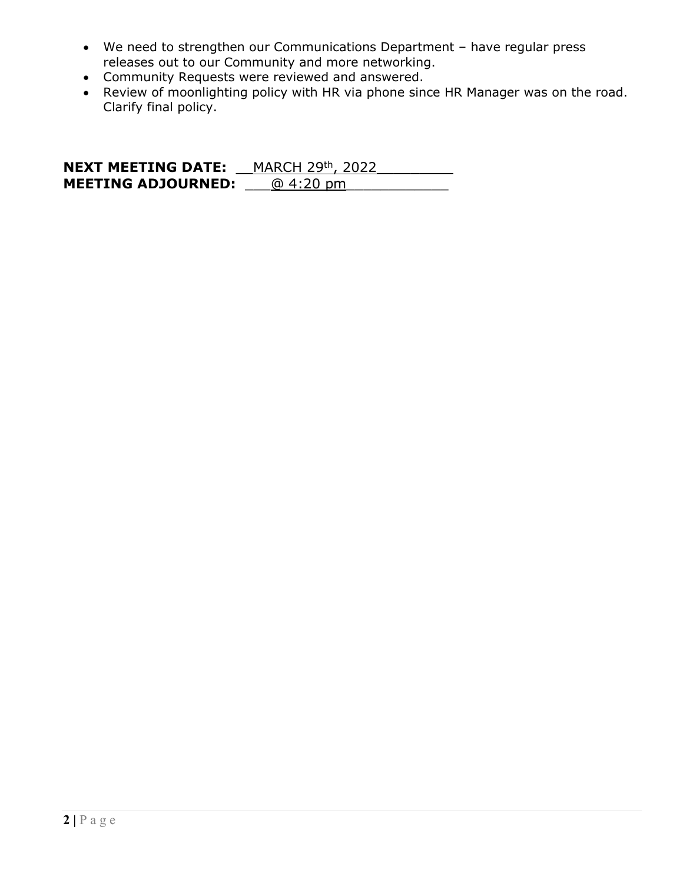- We need to strengthen our Communications Department – have regular press releases out to our Community and more networking.
- Community Requests were reviewed and answered.
- Review of moonlighting policy with HR via phone since HR Manager was on the road. Clarify final policy.

**NEXT MEETING DATE:** MARCH 29th, 2022

**MEETING ADJOURNED:** @ 4:20 pm